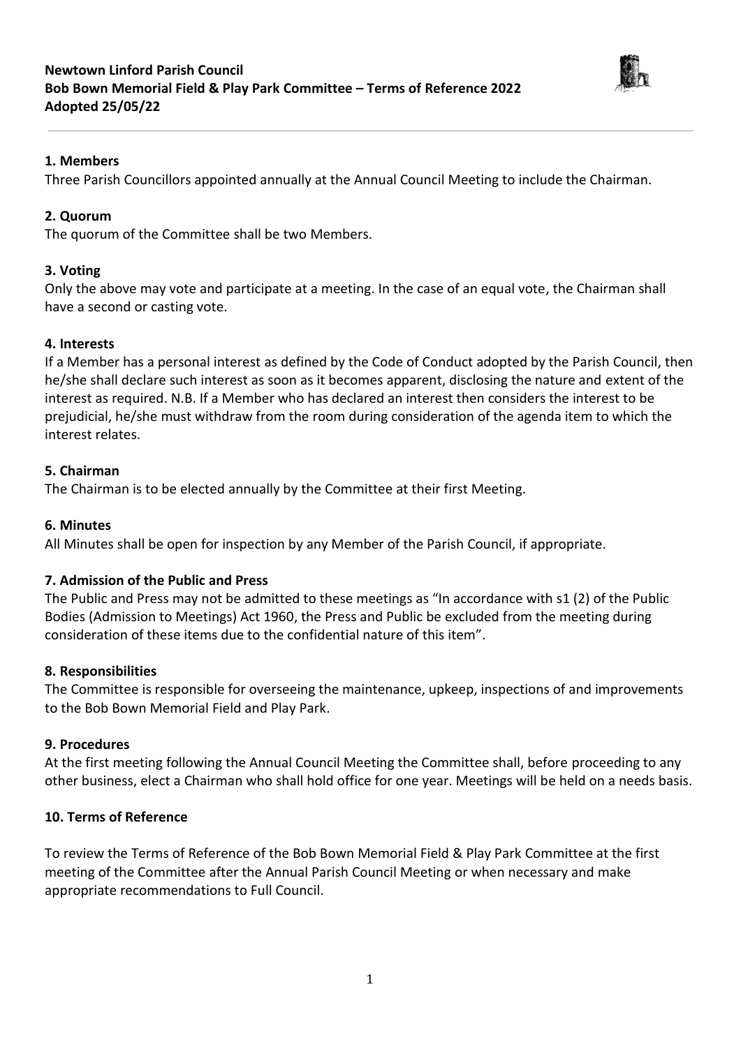**Newtown Linford Parish Council**
**Bob Bown Memorial Field & Play Park Committee – Terms of Reference 2022**
**Adopted 25/05/22**

### 1. Members

Three Parish Councillors appointed annually at the Annual Council Meeting to include the Chairman.

### 2. Quorum

The quorum of the Committee shall be two Members.

### 3. Voting

Only the above may vote and participate at a meeting. In the case of an equal vote, the Chairman shall have a second or casting vote.

### 4. Interests

If a Member has a personal interest as defined by the Code of Conduct adopted by the Parish Council, then he/she shall declare such interest as soon as it becomes apparent, disclosing the nature and extent of the interest as required. N.B. If a Member who has declared an interest then considers the interest to be prejudicial, he/she must withdraw from the room during consideration of the agenda item to which the interest relates.

### 5. Chairman

The Chairman is to be elected annually by the Committee at their first Meeting.

### 6. Minutes

All Minutes shall be open for inspection by any Member of the Parish Council, if appropriate.

### 7. Admission of the Public and Press

The Public and Press may not be admitted to these meetings as "In accordance with s1 (2) of the Public Bodies (Admission to Meetings) Act 1960, the Press and Public be excluded from the meeting during consideration of these items due to the confidential nature of this item".

### 8. Responsibilities

The Committee is responsible for overseeing the maintenance, upkeep, inspections of and improvements to the Bob Bown Memorial Field and Play Park.

### 9. Procedures

At the first meeting following the Annual Council Meeting the Committee shall, before proceeding to any other business, elect a Chairman who shall hold office for one year. Meetings will be held on a needs basis.

### 10. Terms of Reference

To review the Terms of Reference of the Bob Bown Memorial Field & Play Park Committee at the first meeting of the Committee after the Annual Parish Council Meeting or when necessary and make appropriate recommendations to Full Council.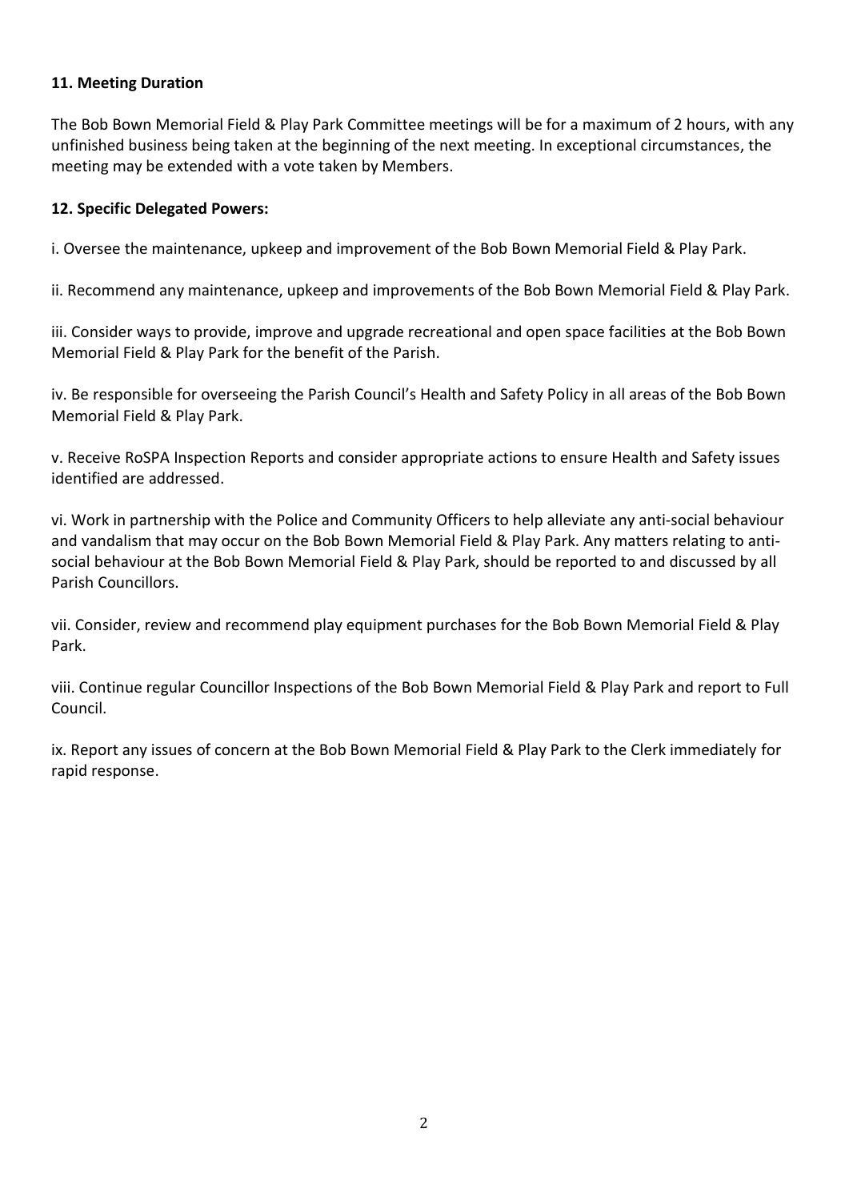**11. Meeting Duration**

The Bob Bown Memorial Field & Play Park Committee meetings will be for a maximum of 2 hours, with any unfinished business being taken at the beginning of the next meeting. In exceptional circumstances, the meeting may be extended with a vote taken by Members.

**12. Specific Delegated Powers:**

i. Oversee the maintenance, upkeep and improvement of the Bob Bown Memorial Field & Play Park.

ii. Recommend any maintenance, upkeep and improvements of the Bob Bown Memorial Field & Play Park.

iii. Consider ways to provide, improve and upgrade recreational and open space facilities at the Bob Bown Memorial Field & Play Park for the benefit of the Parish.

iv. Be responsible for overseeing the Parish Council's Health and Safety Policy in all areas of the Bob Bown Memorial Field & Play Park.

v. Receive RoSPA Inspection Reports and consider appropriate actions to ensure Health and Safety issues identified are addressed.

vi. Work in partnership with the Police and Community Officers to help alleviate any anti-social behaviour and vandalism that may occur on the Bob Bown Memorial Field & Play Park. Any matters relating to anti-social behaviour at the Bob Bown Memorial Field & Play Park, should be reported to and discussed by all Parish Councillors.

vii. Consider, review and recommend play equipment purchases for the Bob Bown Memorial Field & Play Park.

viii. Continue regular Councillor Inspections of the Bob Bown Memorial Field & Play Park and report to Full Council.

ix. Report any issues of concern at the Bob Bown Memorial Field & Play Park to the Clerk immediately for rapid response.